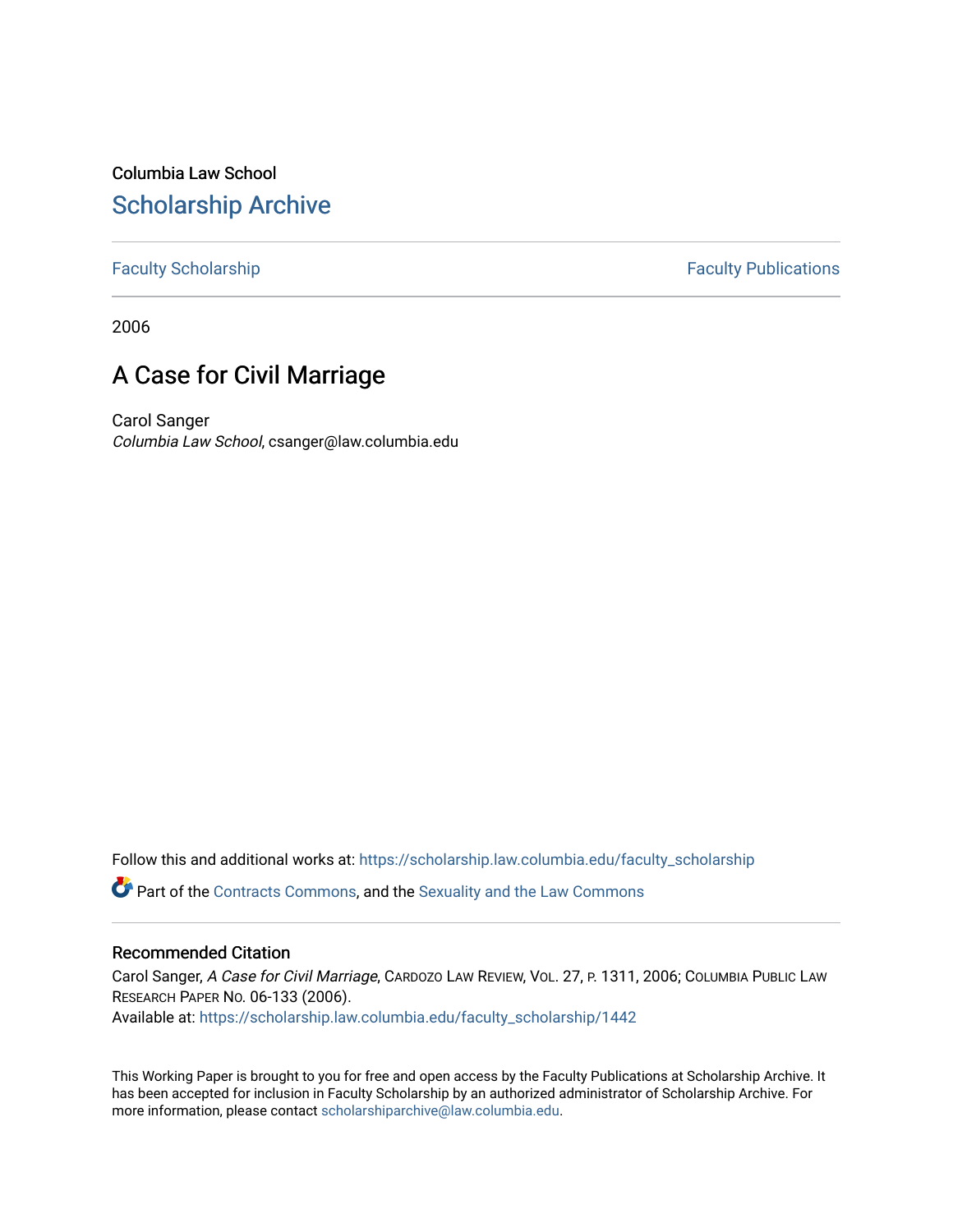Columbia Law School

# Scholarship Archive

Faculty Scholarship | Faculty Publications

2006

## A Case for Civil Marriage

Carol Sanger
*Columbia Law School*, csanger@law.columbia.edu

Follow this and additional works at: https://scholarship.law.columbia.edu/faculty_scholarship

Part of the Contracts Commons, and the Sexuality and the Law Commons

### Recommended Citation

Carol Sanger, *A Case for Civil Marriage*, Cardozo Law Review, Vol. 27, p. 1311, 2006; Columbia Public Law Research Paper No. 06-133 (2006).
Available at: https://scholarship.law.columbia.edu/faculty_scholarship/1442

This Working Paper is brought to you for free and open access by the Faculty Publications at Scholarship Archive. It has been accepted for inclusion in Faculty Scholarship by an authorized administrator of Scholarship Archive. For more information, please contact scholarshiparchive@law.columbia.edu.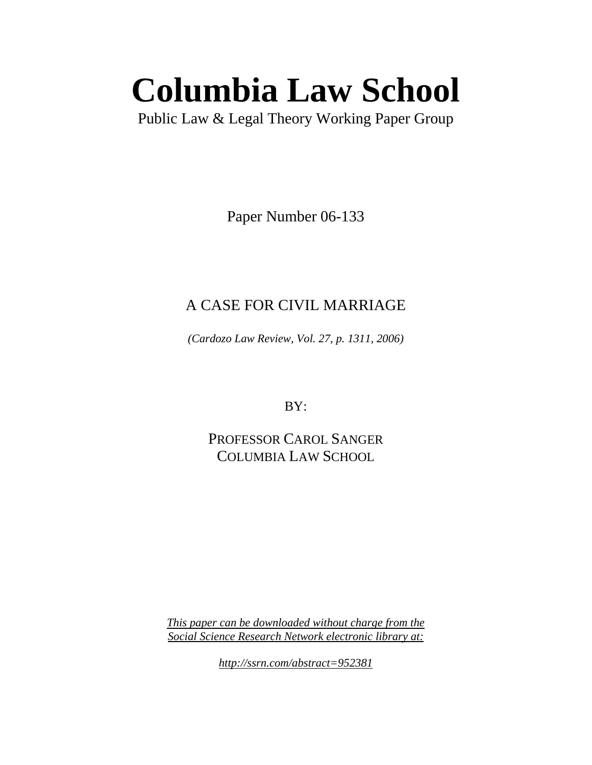# Columbia Law School

Public Law & Legal Theory Working Paper Group

Paper Number 06-133

## A CASE FOR CIVIL MARRIAGE

*(Cardozo Law Review, Vol. 27, p. 1311, 2006)*

BY:

PROFESSOR CAROL SANGER
COLUMBIA LAW SCHOOL

*This paper can be downloaded without charge from the Social Science Research Network electronic library at:*

*http://ssrn.com/abstract=952381*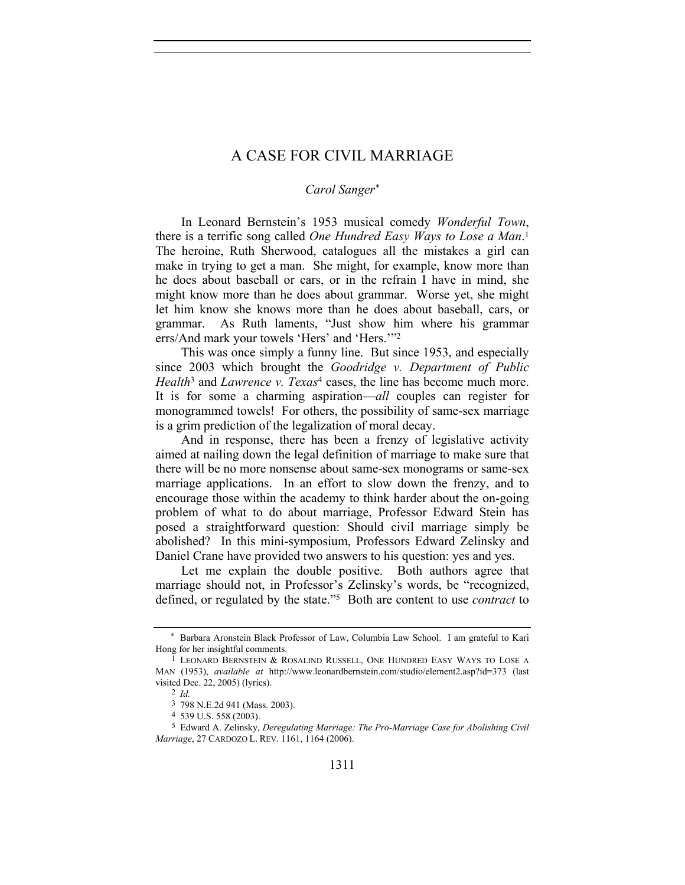# A CASE FOR CIVIL MARRIAGE

*Carol Sanger*[*]

In Leonard Bernstein's 1953 musical comedy *Wonderful Town*, there is a terrific song called *One Hundred Easy Ways to Lose a Man*.[1] The heroine, Ruth Sherwood, catalogues all the mistakes a girl can make in trying to get a man. She might, for example, know more than he does about baseball or cars, or in the refrain I have in mind, she might know more than he does about grammar. Worse yet, she might let him know she knows more than he does about baseball, cars, or grammar. As Ruth laments, "Just show him where his grammar errs/And mark your towels 'Hers' and 'Hers.'"[2]

This was once simply a funny line. But since 1953, and especially since 2003 which brought the *Goodridge v. Department of Public Health*[3] and *Lawrence v. Texas*[4] cases, the line has become much more. It is for some a charming aspiration—*all* couples can register for monogrammed towels! For others, the possibility of same-sex marriage is a grim prediction of the legalization of moral decay.

And in response, there has been a frenzy of legislative activity aimed at nailing down the legal definition of marriage to make sure that there will be no more nonsense about same-sex monograms or same-sex marriage applications. In an effort to slow down the frenzy, and to encourage those within the academy to think harder about the on-going problem of what to do about marriage, Professor Edward Stein has posed a straightforward question: Should civil marriage simply be abolished? In this mini-symposium, Professors Edward Zelinsky and Daniel Crane have provided two answers to his question: yes and yes.

Let me explain the double positive. Both authors agree that marriage should not, in Professor's Zelinsky's words, be "recognized, defined, or regulated by the state."[5] Both are content to use *contract* to

---

[*] Barbara Aronstein Black Professor of Law, Columbia Law School. I am grateful to Kari Hong for her insightful comments.

[1] LEONARD BERNSTEIN & ROSALIND RUSSELL, ONE HUNDRED EASY WAYS TO LOSE A MAN (1953), *available at* http://www.leonardbernstein.com/studio/element2.asp?id=373 (last visited Dec. 22, 2005) (lyrics).

[2] *Id.*

[3] 798 N.E.2d 941 (Mass. 2003).

[4] 539 U.S. 558 (2003).

[5] Edward A. Zelinsky, *Deregulating Marriage: The Pro-Marriage Case for Abolishing Civil Marriage*, 27 CARDOZO L. REV. 1161, 1164 (2006).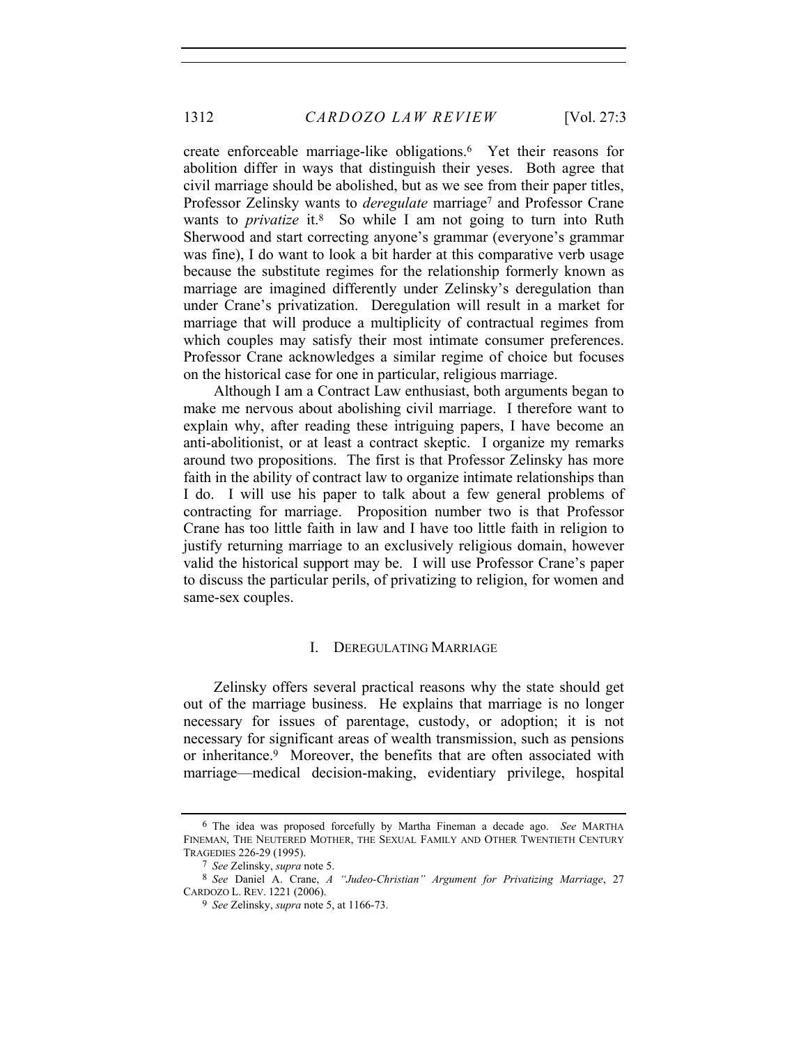create enforceable marriage-like obligations.[6] Yet their reasons for abolition differ in ways that distinguish their yeses. Both agree that civil marriage should be abolished, but as we see from their paper titles, Professor Zelinsky wants to *deregulate* marriage[7] and Professor Crane wants to *privatize* it.[8] So while I am not going to turn into Ruth Sherwood and start correcting anyone's grammar (everyone's grammar was fine), I do want to look a bit harder at this comparative verb usage because the substitute regimes for the relationship formerly known as marriage are imagined differently under Zelinsky's deregulation than under Crane's privatization. Deregulation will result in a market for marriage that will produce a multiplicity of contractual regimes from which couples may satisfy their most intimate consumer preferences. Professor Crane acknowledges a similar regime of choice but focuses on the historical case for one in particular, religious marriage.

Although I am a Contract Law enthusiast, both arguments began to make me nervous about abolishing civil marriage. I therefore want to explain why, after reading these intriguing papers, I have become an anti-abolitionist, or at least a contract skeptic. I organize my remarks around two propositions. The first is that Professor Zelinsky has more faith in the ability of contract law to organize intimate relationships than I do. I will use his paper to talk about a few general problems of contracting for marriage. Proposition number two is that Professor Crane has too little faith in law and I have too little faith in religion to justify returning marriage to an exclusively religious domain, however valid the historical support may be. I will use Professor Crane's paper to discuss the particular perils, of privatizing to religion, for women and same-sex couples.

## I. DEREGULATING MARRIAGE

Zelinsky offers several practical reasons why the state should get out of the marriage business. He explains that marriage is no longer necessary for issues of parentage, custody, or adoption; it is not necessary for significant areas of wealth transmission, such as pensions or inheritance.[9] Moreover, the benefits that are often associated with marriage—medical decision-making, evidentiary privilege, hospital

---

[6] The idea was proposed forcefully by Martha Fineman a decade ago. *See* MARTHA FINEMAN, THE NEUTERED MOTHER, THE SEXUAL FAMILY AND OTHER TWENTIETH CENTURY TRAGEDIES 226-29 (1995).

[7] *See* Zelinsky, *supra* note 5.

[8] *See* Daniel A. Crane, *A "Judeo-Christian" Argument for Privatizing Marriage*, 27 CARDOZO L. REV. 1221 (2006).

[9] *See* Zelinsky, *supra* note 5, at 1166-73.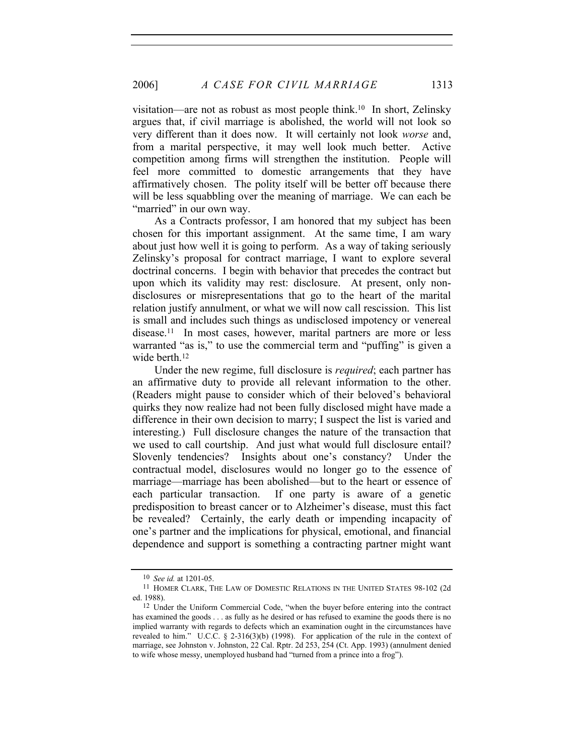visitation—are not as robust as most people think.[10] In short, Zelinsky argues that, if civil marriage is abolished, the world will not look so very different than it does now. It will certainly not look *worse* and, from a marital perspective, it may well look much better. Active competition among firms will strengthen the institution. People will feel more committed to domestic arrangements that they have affirmatively chosen. The polity itself will be better off because there will be less squabbling over the meaning of marriage. We can each be "married" in our own way.

As a Contracts professor, I am honored that my subject has been chosen for this important assignment. At the same time, I am wary about just how well it is going to perform. As a way of taking seriously Zelinsky's proposal for contract marriage, I want to explore several doctrinal concerns. I begin with behavior that precedes the contract but upon which its validity may rest: disclosure. At present, only non-disclosures or misrepresentations that go to the heart of the marital relation justify annulment, or what we will now call rescission. This list is small and includes such things as undisclosed impotency or venereal disease.[11] In most cases, however, marital partners are more or less warranted "as is," to use the commercial term and "puffing" is given a wide berth.[12]

Under the new regime, full disclosure is *required*; each partner has an affirmative duty to provide all relevant information to the other. (Readers might pause to consider which of their beloved's behavioral quirks they now realize had not been fully disclosed might have made a difference in their own decision to marry; I suspect the list is varied and interesting.) Full disclosure changes the nature of the transaction that we used to call courtship. And just what would full disclosure entail? Slovenly tendencies? Insights about one's constancy? Under the contractual model, disclosures would no longer go to the essence of marriage—marriage has been abolished—but to the heart or essence of each particular transaction. If one party is aware of a genetic predisposition to breast cancer or to Alzheimer's disease, must this fact be revealed? Certainly, the early death or impending incapacity of one's partner and the implications for physical, emotional, and financial dependence and support is something a contracting partner might want

---

[10] *See id.* at 1201-05.

[11] HOMER CLARK, THE LAW OF DOMESTIC RELATIONS IN THE UNITED STATES 98-102 (2d ed. 1988).

[12] Under the Uniform Commercial Code, "when the buyer before entering into the contract has examined the goods . . . as fully as he desired or has refused to examine the goods there is no implied warranty with regards to defects which an examination ought in the circumstances have revealed to him." U.C.C. § 2-316(3)(b) (1998). For application of the rule in the context of marriage, see Johnston v. Johnston, 22 Cal. Rptr. 2d 253, 254 (Ct. App. 1993) (annulment denied to wife whose messy, unemployed husband had "turned from a prince into a frog").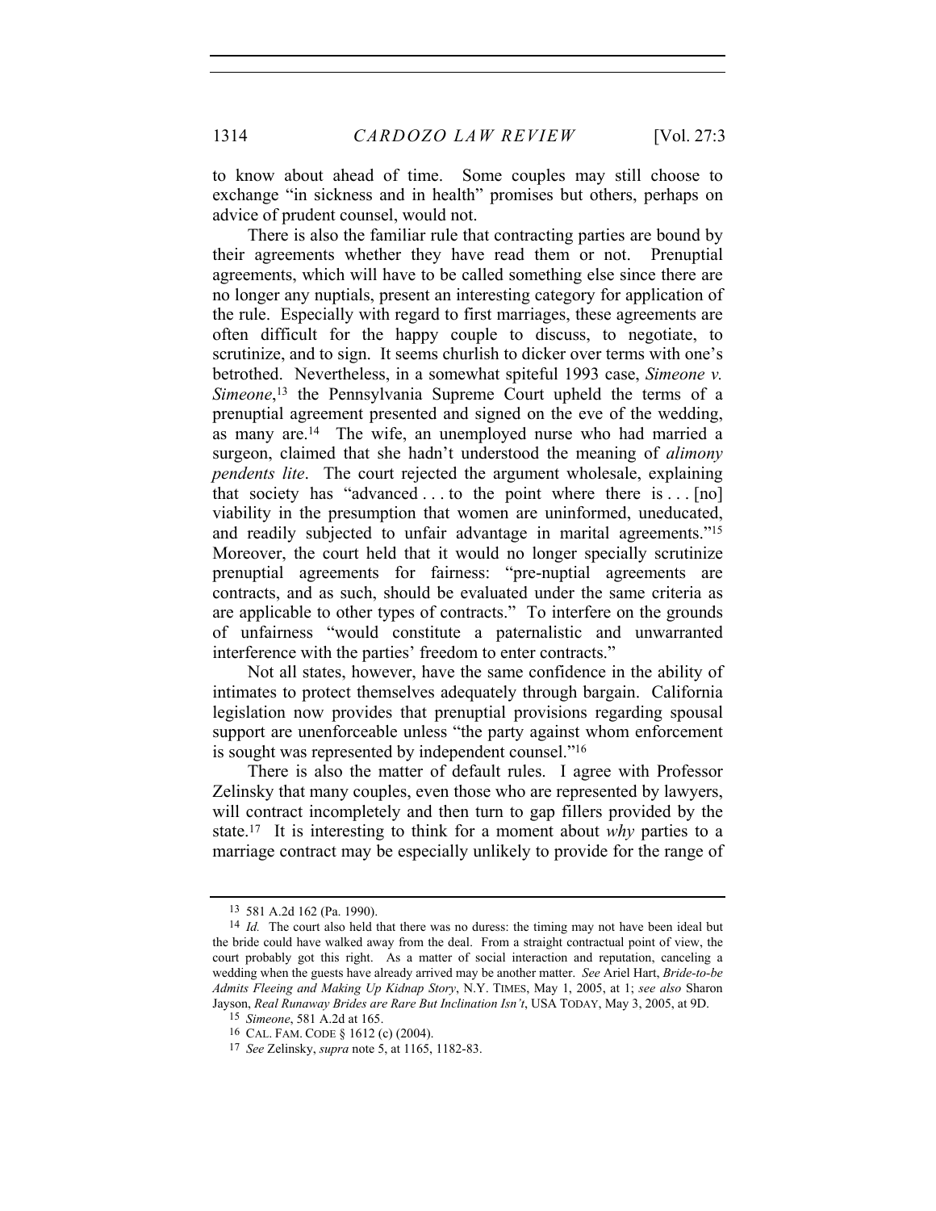to know about ahead of time. Some couples may still choose to exchange "in sickness and in health" promises but others, perhaps on advice of prudent counsel, would not.

There is also the familiar rule that contracting parties are bound by their agreements whether they have read them or not. Prenuptial agreements, which will have to be called something else since there are no longer any nuptials, present an interesting category for application of the rule. Especially with regard to first marriages, these agreements are often difficult for the happy couple to discuss, to negotiate, to scrutinize, and to sign. It seems churlish to dicker over terms with one's betrothed. Nevertheless, in a somewhat spiteful 1993 case, *Simeone v. Simeone*,[13] the Pennsylvania Supreme Court upheld the terms of a prenuptial agreement presented and signed on the eve of the wedding, as many are.[14] The wife, an unemployed nurse who had married a surgeon, claimed that she hadn't understood the meaning of *alimony pendents lite*. The court rejected the argument wholesale, explaining that society has "advanced . . . to the point where there is . . . [no] viability in the presumption that women are uninformed, uneducated, and readily subjected to unfair advantage in marital agreements."[15] Moreover, the court held that it would no longer specially scrutinize prenuptial agreements for fairness: "pre-nuptial agreements are contracts, and as such, should be evaluated under the same criteria as are applicable to other types of contracts." To interfere on the grounds of unfairness "would constitute a paternalistic and unwarranted interference with the parties' freedom to enter contracts."

Not all states, however, have the same confidence in the ability of intimates to protect themselves adequately through bargain. California legislation now provides that prenuptial provisions regarding spousal support are unenforceable unless "the party against whom enforcement is sought was represented by independent counsel."[16]

There is also the matter of default rules. I agree with Professor Zelinsky that many couples, even those who are represented by lawyers, will contract incompletely and then turn to gap fillers provided by the state.[17] It is interesting to think for a moment about *why* parties to a marriage contract may be especially unlikely to provide for the range of

---

[13] 581 A.2d 162 (Pa. 1990).

[14] *Id.* The court also held that there was no duress: the timing may not have been ideal but the bride could have walked away from the deal. From a straight contractual point of view, the court probably got this right. As a matter of social interaction and reputation, canceling a wedding when the guests have already arrived may be another matter. *See* Ariel Hart, *Bride-to-be Admits Fleeing and Making Up Kidnap Story*, N.Y. TIMES, May 1, 2005, at 1; *see also* Sharon Jayson, *Real Runaway Brides are Rare But Inclination Isn't*, USA TODAY, May 3, 2005, at 9D.

[15] *Simeone*, 581 A.2d at 165.

[16] CAL. FAM. CODE § 1612 (c) (2004).

[17] *See* Zelinsky, *supra* note 5, at 1165, 1182-83.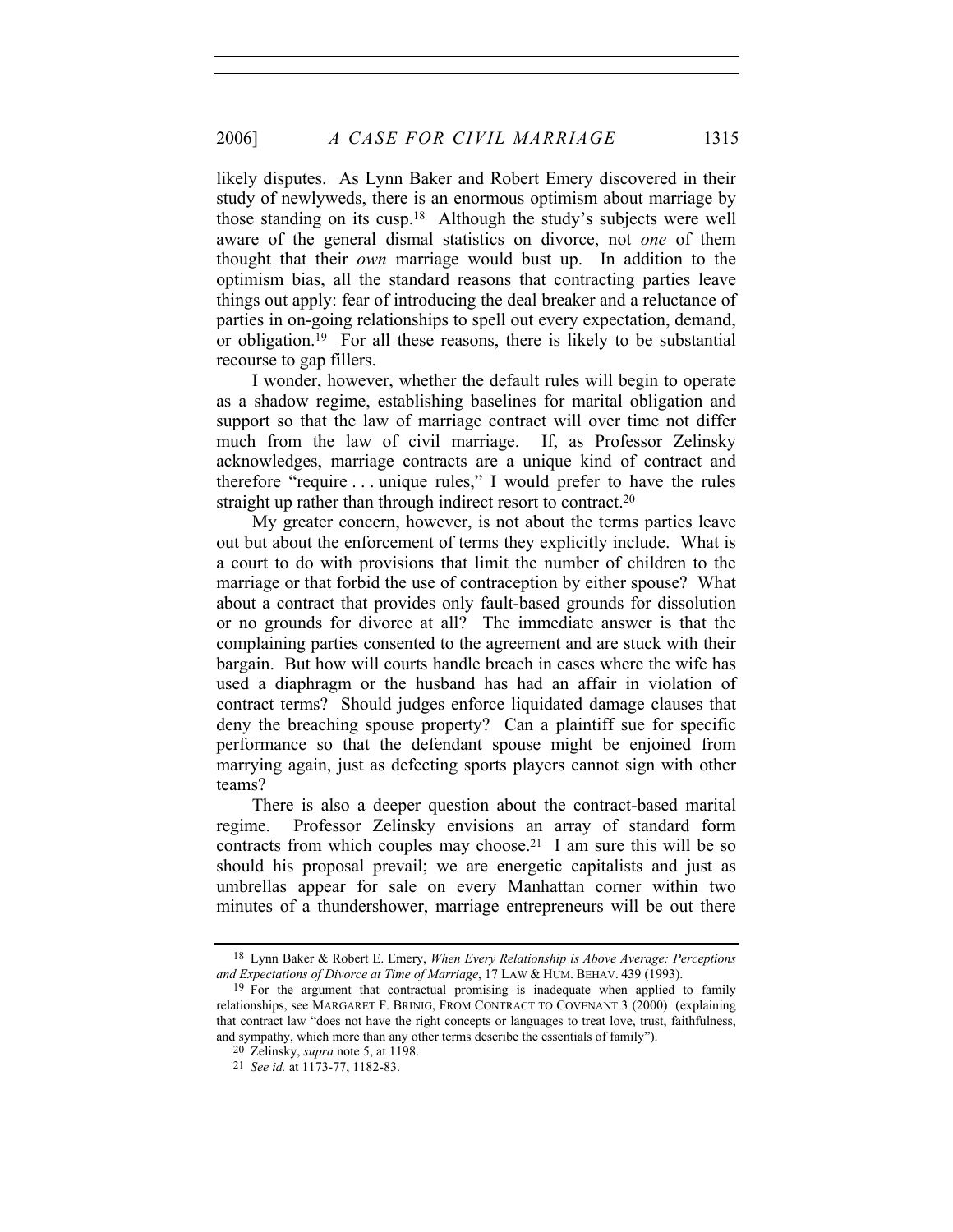likely disputes. As Lynn Baker and Robert Emery discovered in their study of newlyweds, there is an enormous optimism about marriage by those standing on its cusp.[18] Although the study's subjects were well aware of the general dismal statistics on divorce, not *one* of them thought that their *own* marriage would bust up. In addition to the optimism bias, all the standard reasons that contracting parties leave things out apply: fear of introducing the deal breaker and a reluctance of parties in on-going relationships to spell out every expectation, demand, or obligation.[19] For all these reasons, there is likely to be substantial recourse to gap fillers.

I wonder, however, whether the default rules will begin to operate as a shadow regime, establishing baselines for marital obligation and support so that the law of marriage contract will over time not differ much from the law of civil marriage. If, as Professor Zelinsky acknowledges, marriage contracts are a unique kind of contract and therefore "require . . . unique rules," I would prefer to have the rules straight up rather than through indirect resort to contract.[20]

My greater concern, however, is not about the terms parties leave out but about the enforcement of terms they explicitly include. What is a court to do with provisions that limit the number of children to the marriage or that forbid the use of contraception by either spouse? What about a contract that provides only fault-based grounds for dissolution or no grounds for divorce at all? The immediate answer is that the complaining parties consented to the agreement and are stuck with their bargain. But how will courts handle breach in cases where the wife has used a diaphragm or the husband has had an affair in violation of contract terms? Should judges enforce liquidated damage clauses that deny the breaching spouse property? Can a plaintiff sue for specific performance so that the defendant spouse might be enjoined from marrying again, just as defecting sports players cannot sign with other teams?

There is also a deeper question about the contract-based marital regime. Professor Zelinsky envisions an array of standard form contracts from which couples may choose.[21] I am sure this will be so should his proposal prevail; we are energetic capitalists and just as umbrellas appear for sale on every Manhattan corner within two minutes of a thundershower, marriage entrepreneurs will be out there

---

[18] Lynn Baker & Robert E. Emery, *When Every Relationship is Above Average: Perceptions and Expectations of Divorce at Time of Marriage*, 17 LAW & HUM. BEHAV. 439 (1993).

[19] For the argument that contractual promising is inadequate when applied to family relationships, see MARGARET F. BRINIG, FROM CONTRACT TO COVENANT 3 (2000) (explaining that contract law "does not have the right concepts or languages to treat love, trust, faithfulness, and sympathy, which more than any other terms describe the essentials of family").

[20] Zelinsky, *supra* note 5, at 1198.

[21] *See id.* at 1173-77, 1182-83.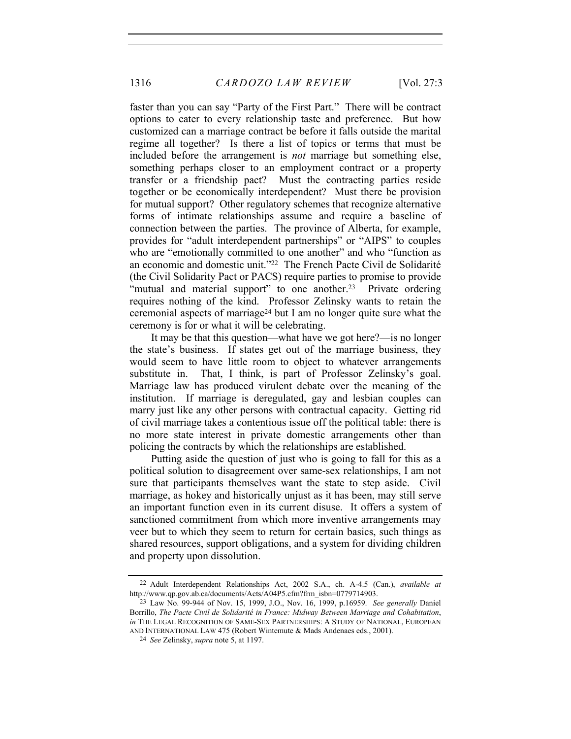faster than you can say "Party of the First Part." There will be contract options to cater to every relationship taste and preference. But how customized can a marriage contract be before it falls outside the marital regime all together? Is there a list of topics or terms that must be included before the arrangement is *not* marriage but something else, something perhaps closer to an employment contract or a property transfer or a friendship pact? Must the contracting parties reside together or be economically interdependent? Must there be provision for mutual support? Other regulatory schemes that recognize alternative forms of intimate relationships assume and require a baseline of connection between the parties. The province of Alberta, for example, provides for "adult interdependent partnerships" or "AIPS" to couples who are "emotionally committed to one another" and who "function as an economic and domestic unit."[22] The French Pacte Civil de Solidarité (the Civil Solidarity Pact or PACS) require parties to promise to provide "mutual and material support" to one another.[23] Private ordering requires nothing of the kind. Professor Zelinsky wants to retain the ceremonial aspects of marriage[24] but I am no longer quite sure what the ceremony is for or what it will be celebrating.

It may be that this question—what have we got here?—is no longer the state's business. If states get out of the marriage business, they would seem to have little room to object to whatever arrangements substitute in. That, I think, is part of Professor Zelinsky's goal. Marriage law has produced virulent debate over the meaning of the institution. If marriage is deregulated, gay and lesbian couples can marry just like any other persons with contractual capacity. Getting rid of civil marriage takes a contentious issue off the political table: there is no more state interest in private domestic arrangements other than policing the contracts by which the relationships are established.

Putting aside the question of just who is going to fall for this as a political solution to disagreement over same-sex relationships, I am not sure that participants themselves want the state to step aside. Civil marriage, as hokey and historically unjust as it has been, may still serve an important function even in its current disuse. It offers a system of sanctioned commitment from which more inventive arrangements may veer but to which they seem to return for certain basics, such things as shared resources, support obligations, and a system for dividing children and property upon dissolution.

---

[22] Adult Interdependent Relationships Act, 2002 S.A., ch. A-4.5 (Can.), *available at* http://www.qp.gov.ab.ca/documents/Acts/A04P5.cfm?frm_isbn=0779714903.

[23] Law No. 99-944 of Nov. 15, 1999, J.O., Nov. 16, 1999, p.16959. *See generally* Daniel Borrillo, *The Pacte Civil de Solidarité in France: Midway Between Marriage and Cohabitation*, *in* THE LEGAL RECOGNITION OF SAME-SEX PARTNERSHIPS: A STUDY OF NATIONAL, EUROPEAN AND INTERNATIONAL LAW 475 (Robert Wintemute & Mads Andenaes eds., 2001).

[24] *See* Zelinsky, *supra* note 5, at 1197.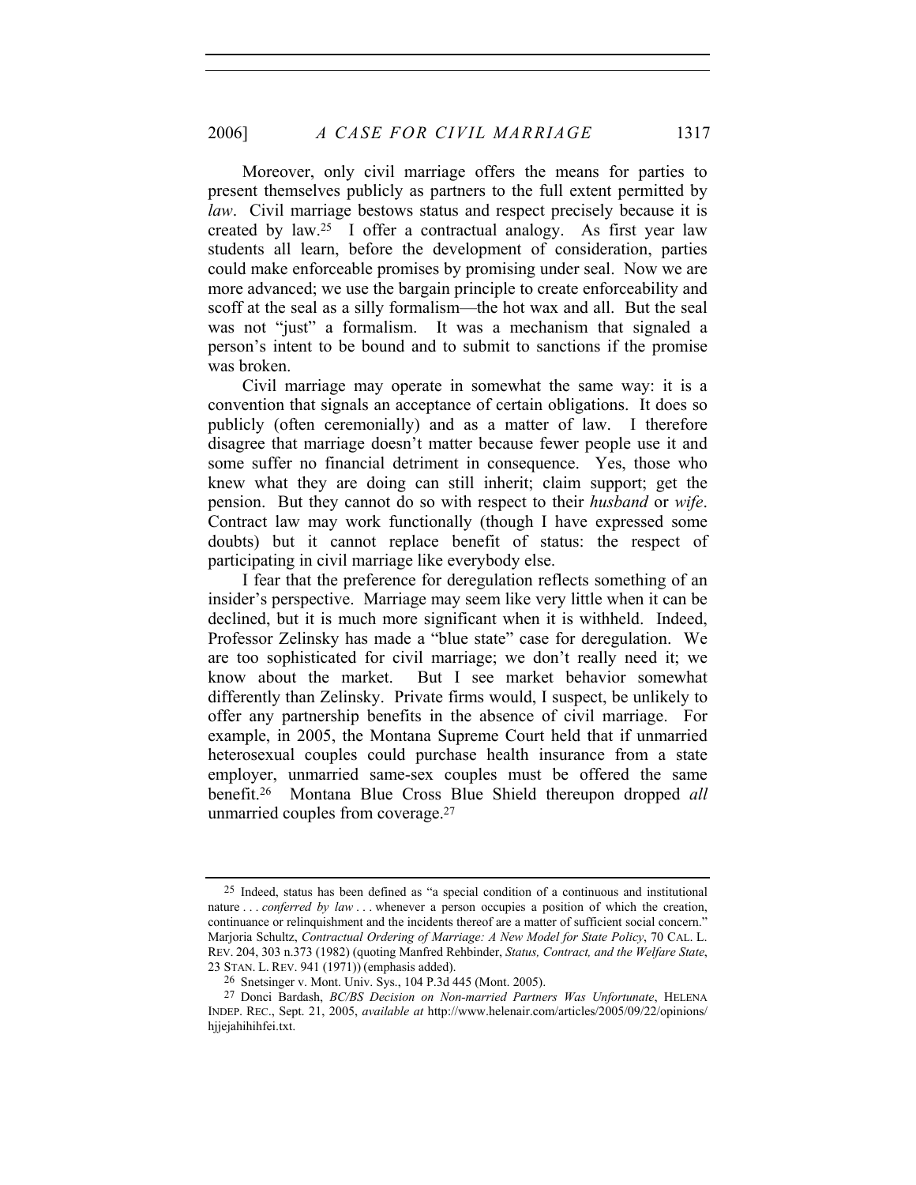Moreover, only civil marriage offers the means for parties to present themselves publicly as partners to the full extent permitted by *law*. Civil marriage bestows status and respect precisely because it is created by law.[25] I offer a contractual analogy. As first year law students all learn, before the development of consideration, parties could make enforceable promises by promising under seal. Now we are more advanced; we use the bargain principle to create enforceability and scoff at the seal as a silly formalism—the hot wax and all. But the seal was not "just" a formalism. It was a mechanism that signaled a person's intent to be bound and to submit to sanctions if the promise was broken.

Civil marriage may operate in somewhat the same way: it is a convention that signals an acceptance of certain obligations. It does so publicly (often ceremonially) and as a matter of law. I therefore disagree that marriage doesn't matter because fewer people use it and some suffer no financial detriment in consequence. Yes, those who knew what they are doing can still inherit; claim support; get the pension. But they cannot do so with respect to their *husband* or *wife*. Contract law may work functionally (though I have expressed some doubts) but it cannot replace benefit of status: the respect of participating in civil marriage like everybody else.

I fear that the preference for deregulation reflects something of an insider's perspective. Marriage may seem like very little when it can be declined, but it is much more significant when it is withheld. Indeed, Professor Zelinsky has made a "blue state" case for deregulation. We are too sophisticated for civil marriage; we don't really need it; we know about the market. But I see market behavior somewhat differently than Zelinsky. Private firms would, I suspect, be unlikely to offer any partnership benefits in the absence of civil marriage. For example, in 2005, the Montana Supreme Court held that if unmarried heterosexual couples could purchase health insurance from a state employer, unmarried same-sex couples must be offered the same benefit.[26] Montana Blue Cross Blue Shield thereupon dropped *all* unmarried couples from coverage.[27]

---

[25] Indeed, status has been defined as "a special condition of a continuous and institutional nature . . . *conferred by law* . . . whenever a person occupies a position of which the creation, continuance or relinquishment and the incidents thereof are a matter of sufficient social concern." Marjoria Schultz, *Contractual Ordering of Marriage: A New Model for State Policy*, 70 CAL. L. REV. 204, 303 n.373 (1982) (quoting Manfred Rehbinder, *Status, Contract, and the Welfare State*, 23 STAN. L. REV. 941 (1971)) (emphasis added).

[26] Snetsinger v. Mont. Univ. Sys., 104 P.3d 445 (Mont. 2005).

[27] Donci Bardash, *BC/BS Decision on Non-married Partners Was Unfortunate*, HELENA INDEP. REC., Sept. 21, 2005, *available at* http://www.helenair.com/articles/2005/09/22/opinions/hjjejahihihfei.txt.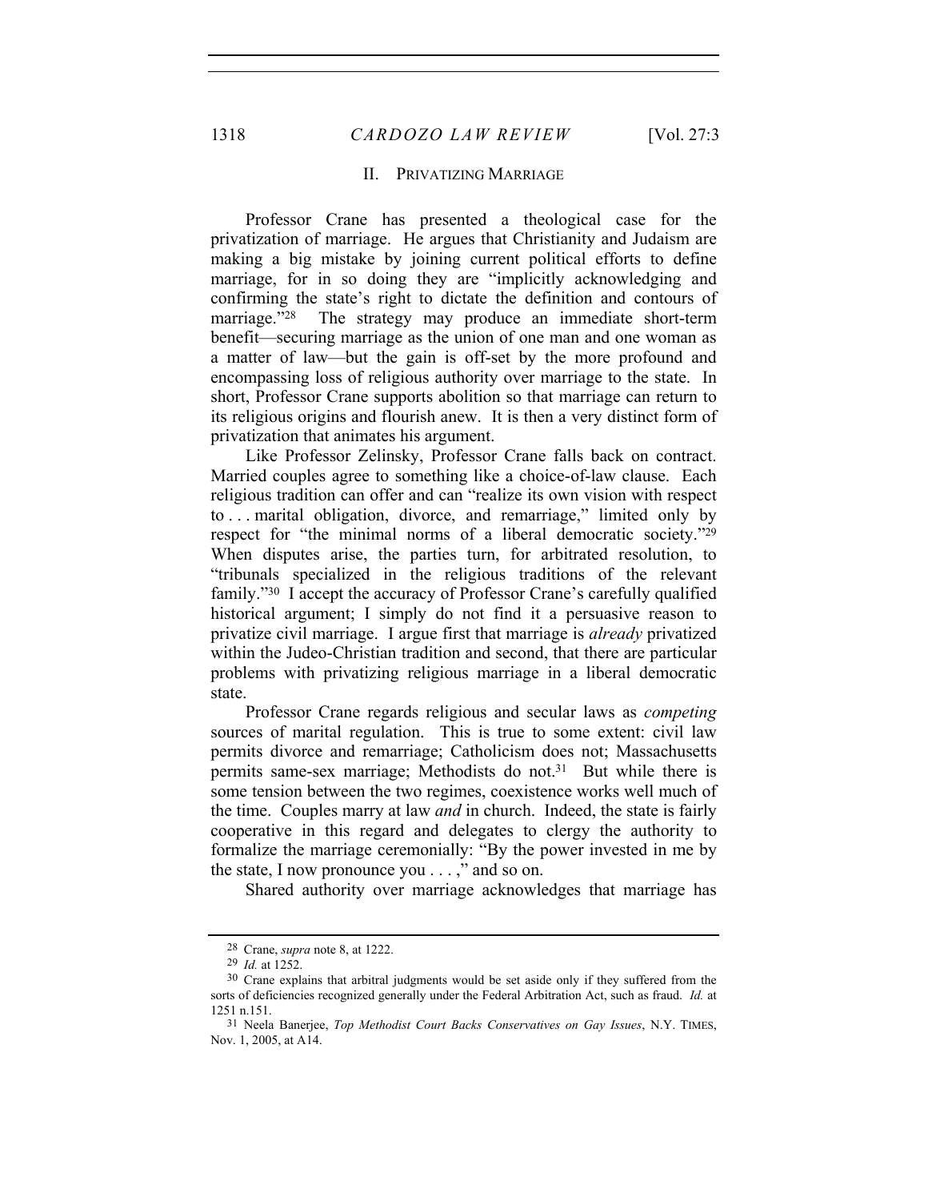## II. PRIVATIZING MARRIAGE

Professor Crane has presented a theological case for the privatization of marriage. He argues that Christianity and Judaism are making a big mistake by joining current political efforts to define marriage, for in so doing they are "implicitly acknowledging and confirming the state's right to dictate the definition and contours of marriage."[28] The strategy may produce an immediate short-term benefit—securing marriage as the union of one man and one woman as a matter of law—but the gain is off-set by the more profound and encompassing loss of religious authority over marriage to the state. In short, Professor Crane supports abolition so that marriage can return to its religious origins and flourish anew. It is then a very distinct form of privatization that animates his argument.

Like Professor Zelinsky, Professor Crane falls back on contract. Married couples agree to something like a choice-of-law clause. Each religious tradition can offer and can "realize its own vision with respect to . . . marital obligation, divorce, and remarriage," limited only by respect for "the minimal norms of a liberal democratic society."[29] When disputes arise, the parties turn, for arbitrated resolution, to "tribunals specialized in the religious traditions of the relevant family."[30] I accept the accuracy of Professor Crane's carefully qualified historical argument; I simply do not find it a persuasive reason to privatize civil marriage. I argue first that marriage is *already* privatized within the Judeo-Christian tradition and second, that there are particular problems with privatizing religious marriage in a liberal democratic state.

Professor Crane regards religious and secular laws as *competing* sources of marital regulation. This is true to some extent: civil law permits divorce and remarriage; Catholicism does not; Massachusetts permits same-sex marriage; Methodists do not.[31] But while there is some tension between the two regimes, coexistence works well much of the time. Couples marry at law *and* in church. Indeed, the state is fairly cooperative in this regard and delegates to clergy the authority to formalize the marriage ceremonially: "By the power invested in me by the state, I now pronounce you . . . ," and so on.

Shared authority over marriage acknowledges that marriage has

---

[28] Crane, *supra* note 8, at 1222.

[29] *Id.* at 1252.

[30] Crane explains that arbitral judgments would be set aside only if they suffered from the sorts of deficiencies recognized generally under the Federal Arbitration Act, such as fraud. *Id.* at 1251 n.151.

[31] Neela Banerjee, *Top Methodist Court Backs Conservatives on Gay Issues*, N.Y. TIMES, Nov. 1, 2005, at A14.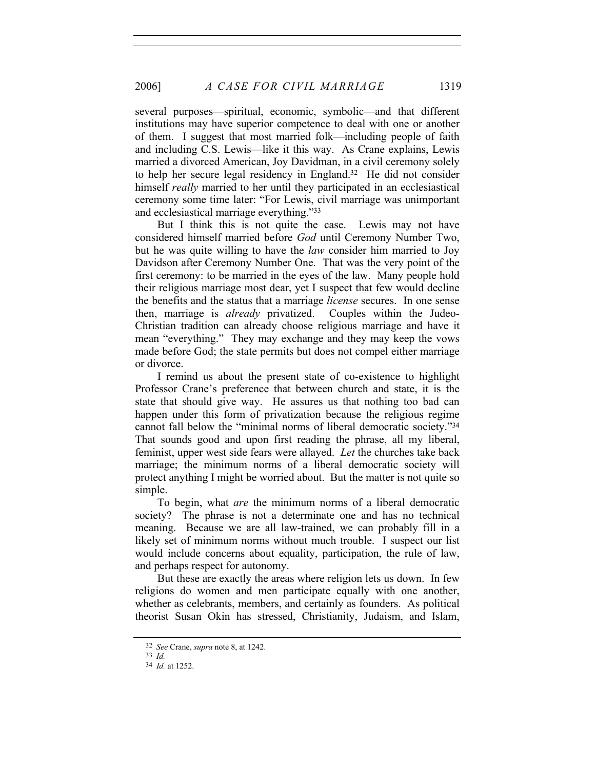several purposes—spiritual, economic, symbolic—and that different institutions may have superior competence to deal with one or another of them. I suggest that most married folk—including people of faith and including C.S. Lewis—like it this way. As Crane explains, Lewis married a divorced American, Joy Davidman, in a civil ceremony solely to help her secure legal residency in England.[32] He did not consider himself *really* married to her until they participated in an ecclesiastical ceremony some time later: "For Lewis, civil marriage was unimportant and ecclesiastical marriage everything."[33]

But I think this is not quite the case. Lewis may not have considered himself married before *God* until Ceremony Number Two, but he was quite willing to have the *law* consider him married to Joy Davidson after Ceremony Number One. That was the very point of the first ceremony: to be married in the eyes of the law. Many people hold their religious marriage most dear, yet I suspect that few would decline the benefits and the status that a marriage *license* secures. In one sense then, marriage is *already* privatized. Couples within the Judeo-Christian tradition can already choose religious marriage and have it mean "everything." They may exchange and they may keep the vows made before God; the state permits but does not compel either marriage or divorce.

I remind us about the present state of co-existence to highlight Professor Crane's preference that between church and state, it is the state that should give way. He assures us that nothing too bad can happen under this form of privatization because the religious regime cannot fall below the "minimal norms of liberal democratic society."[34] That sounds good and upon first reading the phrase, all my liberal, feminist, upper west side fears were allayed. *Let* the churches take back marriage; the minimum norms of a liberal democratic society will protect anything I might be worried about. But the matter is not quite so simple.

To begin, what *are* the minimum norms of a liberal democratic society? The phrase is not a determinate one and has no technical meaning. Because we are all law-trained, we can probably fill in a likely set of minimum norms without much trouble. I suspect our list would include concerns about equality, participation, the rule of law, and perhaps respect for autonomy.

But these are exactly the areas where religion lets us down. In few religions do women and men participate equally with one another, whether as celebrants, members, and certainly as founders. As political theorist Susan Okin has stressed, Christianity, Judaism, and Islam,

---

32 *See* Crane, *supra* note 8, at 1242.

33 *Id.*

34 *Id.* at 1252.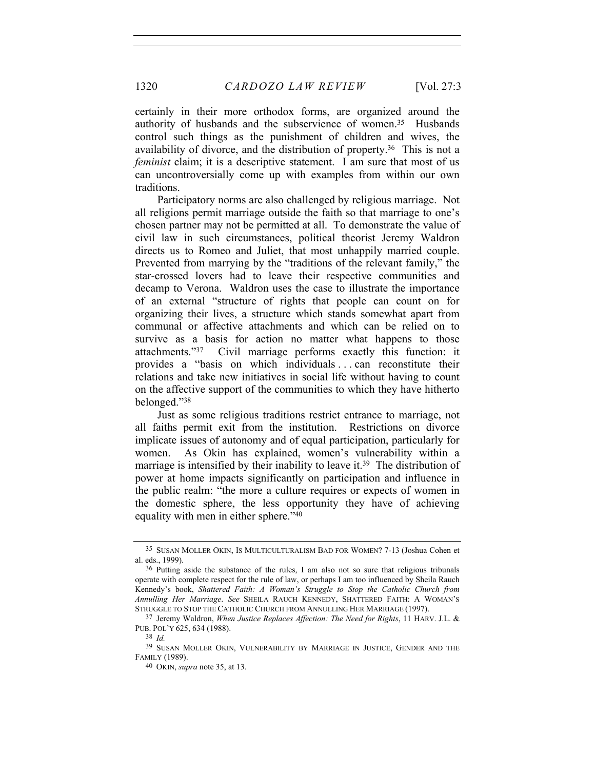certainly in their more orthodox forms, are organized around the authority of husbands and the subservience of women.[35] Husbands control such things as the punishment of children and wives, the availability of divorce, and the distribution of property.[36] This is not a *feminist* claim; it is a descriptive statement. I am sure that most of us can uncontroversially come up with examples from within our own traditions.

Participatory norms are also challenged by religious marriage. Not all religions permit marriage outside the faith so that marriage to one's chosen partner may not be permitted at all. To demonstrate the value of civil law in such circumstances, political theorist Jeremy Waldron directs us to Romeo and Juliet, that most unhappily married couple. Prevented from marrying by the "traditions of the relevant family," the star-crossed lovers had to leave their respective communities and decamp to Verona. Waldron uses the case to illustrate the importance of an external "structure of rights that people can count on for organizing their lives, a structure which stands somewhat apart from communal or affective attachments and which can be relied on to survive as a basis for action no matter what happens to those attachments."[37] Civil marriage performs exactly this function: it provides a "basis on which individuals . . . can reconstitute their relations and take new initiatives in social life without having to count on the affective support of the communities to which they have hitherto belonged."[38]

Just as some religious traditions restrict entrance to marriage, not all faiths permit exit from the institution. Restrictions on divorce implicate issues of autonomy and of equal participation, particularly for women. As Okin has explained, women's vulnerability within a marriage is intensified by their inability to leave it.[39] The distribution of power at home impacts significantly on participation and influence in the public realm: "the more a culture requires or expects of women in the domestic sphere, the less opportunity they have of achieving equality with men in either sphere."[40]

---

[35] SUSAN MOLLER OKIN, IS MULTICULTURALISM BAD FOR WOMEN? 7-13 (Joshua Cohen et al. eds., 1999).

[36] Putting aside the substance of the rules, I am also not so sure that religious tribunals operate with complete respect for the rule of law, or perhaps I am too influenced by Sheila Rauch Kennedy's book, *Shattered Faith: A Woman's Struggle to Stop the Catholic Church from Annulling Her Marriage*. *See* SHEILA RAUCH KENNEDY, SHATTERED FAITH: A WOMAN'S STRUGGLE TO STOP THE CATHOLIC CHURCH FROM ANNULLING HER MARRIAGE (1997).

[37] Jeremy Waldron, *When Justice Replaces Affection: The Need for Rights*, 11 HARV. J.L. & PUB. POL'Y 625, 634 (1988).

[38] *Id.*

[39] SUSAN MOLLER OKIN, VULNERABILITY BY MARRIAGE IN JUSTICE, GENDER AND THE FAMILY (1989).

[40] OKIN, *supra* note 35, at 13.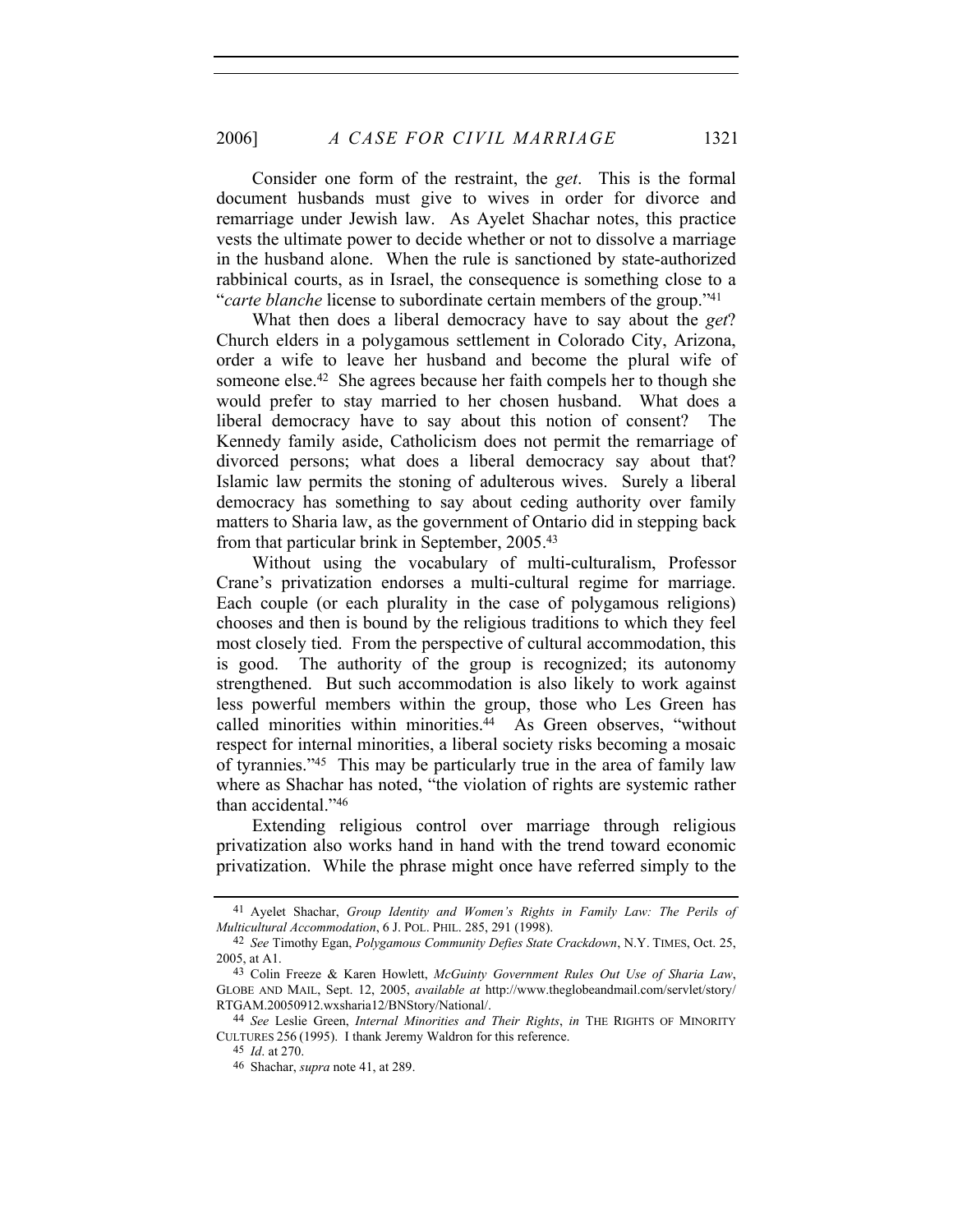Consider one form of the restraint, the *get*. This is the formal document husbands must give to wives in order for divorce and remarriage under Jewish law. As Ayelet Shachar notes, this practice vests the ultimate power to decide whether or not to dissolve a marriage in the husband alone. When the rule is sanctioned by state-authorized rabbinical courts, as in Israel, the consequence is something close to a "*carte blanche* license to subordinate certain members of the group."[41]

What then does a liberal democracy have to say about the *get*? Church elders in a polygamous settlement in Colorado City, Arizona, order a wife to leave her husband and become the plural wife of someone else.[42] She agrees because her faith compels her to though she would prefer to stay married to her chosen husband. What does a liberal democracy have to say about this notion of consent? The Kennedy family aside, Catholicism does not permit the remarriage of divorced persons; what does a liberal democracy say about that? Islamic law permits the stoning of adulterous wives. Surely a liberal democracy has something to say about ceding authority over family matters to Sharia law, as the government of Ontario did in stepping back from that particular brink in September, 2005.[43]

Without using the vocabulary of multi-culturalism, Professor Crane's privatization endorses a multi-cultural regime for marriage. Each couple (or each plurality in the case of polygamous religions) chooses and then is bound by the religious traditions to which they feel most closely tied. From the perspective of cultural accommodation, this is good. The authority of the group is recognized; its autonomy strengthened. But such accommodation is also likely to work against less powerful members within the group, those who Les Green has called minorities within minorities.[44] As Green observes, "without respect for internal minorities, a liberal society risks becoming a mosaic of tyrannies."[45] This may be particularly true in the area of family law where as Shachar has noted, "the violation of rights are systemic rather than accidental."[46]

Extending religious control over marriage through religious privatization also works hand in hand with the trend toward economic privatization. While the phrase might once have referred simply to the

---

[41] Ayelet Shachar, *Group Identity and Women's Rights in Family Law: The Perils of Multicultural Accommodation*, 6 J. POL. PHIL. 285, 291 (1998).

[42] *See* Timothy Egan, *Polygamous Community Defies State Crackdown*, N.Y. TIMES, Oct. 25, 2005, at A1.

[43] Colin Freeze & Karen Howlett, *McGuinty Government Rules Out Use of Sharia Law*, GLOBE AND MAIL, Sept. 12, 2005, *available at* http://www.theglobeandmail.com/servlet/story/RTGAM.20050912.wxsharia12/BNStory/National/.

[44] *See* Leslie Green, *Internal Minorities and Their Rights*, *in* THE RIGHTS OF MINORITY CULTURES 256 (1995). I thank Jeremy Waldron for this reference.

[45] *Id*. at 270.

[46] Shachar, *supra* note 41, at 289.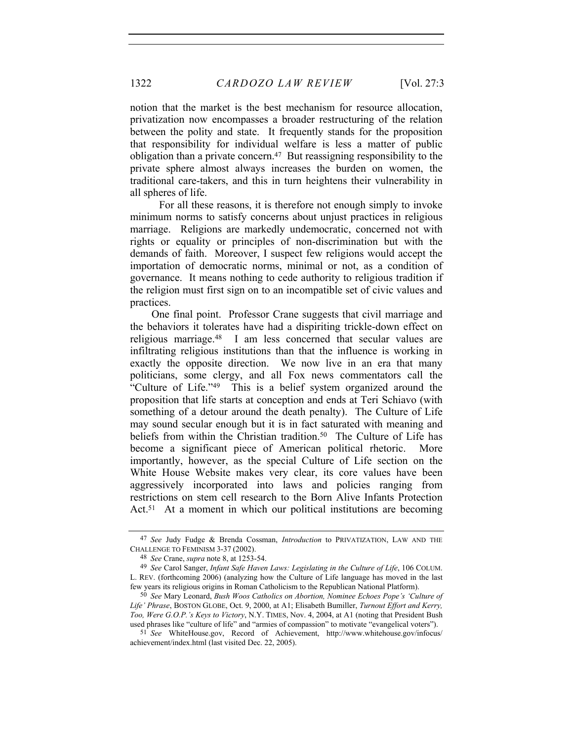notion that the market is the best mechanism for resource allocation, privatization now encompasses a broader restructuring of the relation between the polity and state. It frequently stands for the proposition that responsibility for individual welfare is less a matter of public obligation than a private concern.[47] But reassigning responsibility to the private sphere almost always increases the burden on women, the traditional care-takers, and this in turn heightens their vulnerability in all spheres of life.

For all these reasons, it is therefore not enough simply to invoke minimum norms to satisfy concerns about unjust practices in religious marriage. Religions are markedly undemocratic, concerned not with rights or equality or principles of non-discrimination but with the demands of faith. Moreover, I suspect few religions would accept the importation of democratic norms, minimal or not, as a condition of governance. It means nothing to cede authority to religious tradition if the religion must first sign on to an incompatible set of civic values and practices.

One final point. Professor Crane suggests that civil marriage and the behaviors it tolerates have had a dispiriting trickle-down effect on religious marriage.[48] I am less concerned that secular values are infiltrating religious institutions than that the influence is working in exactly the opposite direction. We now live in an era that many politicians, some clergy, and all Fox news commentators call the "Culture of Life."[49] This is a belief system organized around the proposition that life starts at conception and ends at Teri Schiavo (with something of a detour around the death penalty). The Culture of Life may sound secular enough but it is in fact saturated with meaning and beliefs from within the Christian tradition.[50] The Culture of Life has become a significant piece of American political rhetoric. More importantly, however, as the special Culture of Life section on the White House Website makes very clear, its core values have been aggressively incorporated into laws and policies ranging from restrictions on stem cell research to the Born Alive Infants Protection Act.[51] At a moment in which our political institutions are becoming

---

47 *See* Judy Fudge & Brenda Cossman, *Introduction* to PRIVATIZATION, LAW AND THE CHALLENGE TO FEMINISM 3-37 (2002).

48 *See* Crane, *supra* note 8, at 1253-54.

49 *See* Carol Sanger, *Infant Safe Haven Laws: Legislating in the Culture of Life*, 106 COLUM. L. REV. (forthcoming 2006) (analyzing how the Culture of Life language has moved in the last few years its religious origins in Roman Catholicism to the Republican National Platform).

50 *See* Mary Leonard, *Bush Woos Catholics on Abortion, Nominee Echoes Pope's 'Culture of Life' Phrase*, BOSTON GLOBE, Oct. 9, 2000, at A1; Elisabeth Bumiller, *Turnout Effort and Kerry, Too, Were G.O.P.'s Keys to Victory*, N.Y. TIMES, Nov. 4, 2004, at A1 (noting that President Bush used phrases like "culture of life" and "armies of compassion" to motivate "evangelical voters").

51 *See* WhiteHouse.gov, Record of Achievement, http://www.whitehouse.gov/infocus/achievement/index.html (last visited Dec. 22, 2005).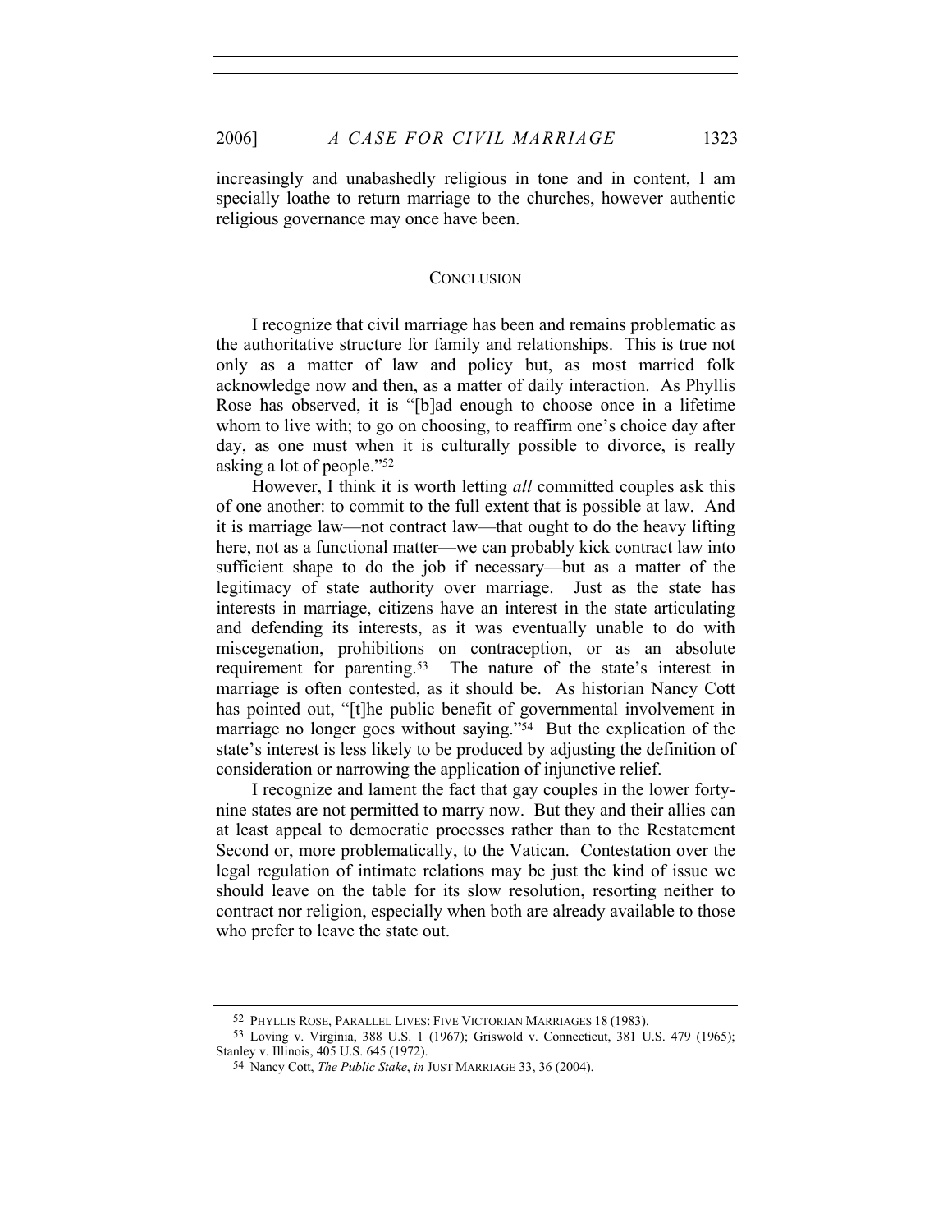increasingly and unabashedly religious in tone and in content, I am specially loathe to return marriage to the churches, however authentic religious governance may once have been."

## Conclusion

I recognize that civil marriage has been and remains problematic as the authoritative structure for family and relationships. This is true not only as a matter of law and policy but, as most married folk acknowledge now and then, as a matter of daily interaction. As Phyllis Rose has observed, it is "[b]ad enough to choose once in a lifetime whom to live with; to go on choosing, to reaffirm one's choice day after day, as one must when it is culturally possible to divorce, is really asking a lot of people."[52]

However, I think it is worth letting *all* committed couples ask this of one another: to commit to the full extent that is possible at law. And it is marriage law—not contract law—that ought to do the heavy lifting here, not as a functional matter—we can probably kick contract law into sufficient shape to do the job if necessary—but as a matter of the legitimacy of state authority over marriage. Just as the state has interests in marriage, citizens have an interest in the state articulating and defending its interests, as it was eventually unable to do with miscegenation, prohibitions on contraception, or as an absolute requirement for parenting.[53] The nature of the state's interest in marriage is often contested, as it should be. As historian Nancy Cott has pointed out, "[t]he public benefit of governmental involvement in marriage no longer goes without saying."[54] But the explication of the state's interest is less likely to be produced by adjusting the definition of consideration or narrowing the application of injunctive relief.

I recognize and lament the fact that gay couples in the lower forty-nine states are not permitted to marry now. But they and their allies can at least appeal to democratic processes rather than to the Restatement Second or, more problematically, to the Vatican. Contestation over the legal regulation of intimate relations may be just the kind of issue we should leave on the table for its slow resolution, resorting neither to contract nor religion, especially when both are already available to those who prefer to leave the state out.

---

52 PHYLLIS ROSE, PARALLEL LIVES: FIVE VICTORIAN MARRIAGES 18 (1983).

53 Loving v. Virginia, 388 U.S. 1 (1967); Griswold v. Connecticut, 381 U.S. 479 (1965); Stanley v. Illinois, 405 U.S. 645 (1972).

54 Nancy Cott, *The Public Stake*, *in* JUST MARRIAGE 33, 36 (2004).